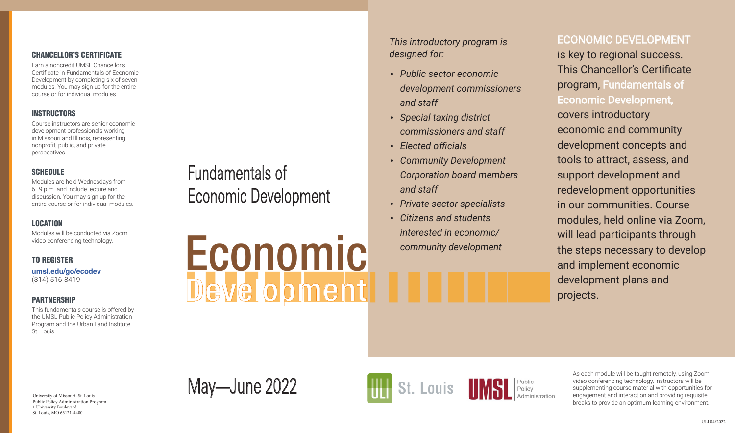## CHANCELLOR'S CERTIFICATE

Earn a noncredit UMSL Chancellor's Certificate in Fundamentals of Economic Development by completing six of seven modules. You may sign up for the entire course or for individual modules.

## INSTRUCTORS

Course instructors are senior economic development professionals working in Missouri and Illinois, representing nonprofit, public, and private perspectives.

## SCHEDULE

Modules are held Wednesdays from 6–9 p.m. and include lecture and discussion. You may sign up for the entire course or for individual modules.

## LOCATION

Modules will be conducted via Zoom video conferencing technology.

## TO REGISTER

**umsl.edu/go/ecodev**
(314) 516-8419

## PARTNERSHIP

This fundamentals course is offered by the UMSL Public Policy Administration Program and the Urban Land Institute–St. Louis.

University of Missouri–St. Louis
Public Policy Administration Program
1 University Boulevard
St. Louis, MO 63121-4400

# Fundamentals of Economic Development

# Economic Development

## May—June 2022

ULI St. Louis | UMSL Public Policy Administration

*This introductory program is designed for:*

- *Public sector economic development commissioners and staff*
- *Special taxing district commissioners and staff*
- *Elected officials*
- *Community Development Corporation board members and staff*
- *Private sector specialists*
- *Citizens and students interested in economic/community development*

**ECONOMIC DEVELOPMENT** is key to regional success. This Chancellor's Certificate program, **Fundamentals of Economic Development,** covers introductory economic and community development concepts and tools to attract, assess, and support development and redevelopment opportunities in our communities. Course modules, held online via Zoom, will lead participants through the steps necessary to develop and implement economic development plans and projects.

As each module will be taught remotely, using Zoom video conferencing technology, instructors will be supplementing course material with opportunities for engagement and interaction and providing requisite breaks to provide an optimum learning environment.

ULI 04/2022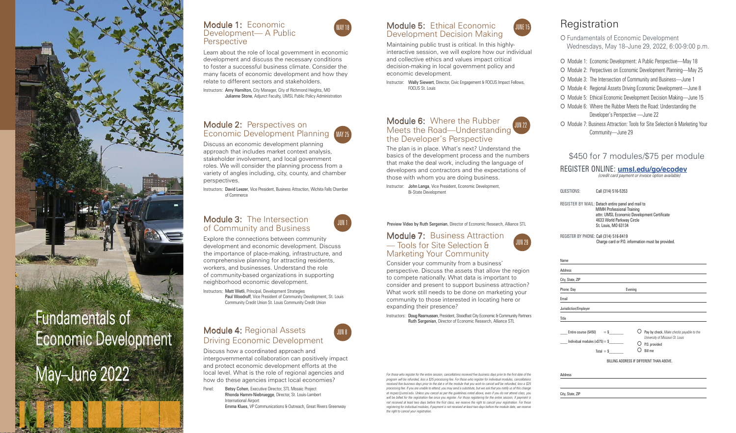# Fundamentals of Economic Development

# May–June 2022

## Module 1: Economic Development— A Public Perspective

MAY 18

Learn about the role of local government in economic development and discuss the necessary conditions to foster a successful business climate. Consider the many facets of economic development and how they relate to different sectors and stakeholders.

Instructors: **Amy Hamilton,** City Manager, City of Richmond Heights, MO
**Julianne Stone**, Adjunct Faculty, UMSL Public Policy Administration

## Module 2: Perspectives on Economic Development Planning

MAY 25

Discuss an economic development planning approach that includes market context analysis, stakeholder involvement, and local government roles. We will consider the planning process from a variety of angles including, city, county, and chamber perspectives.

Instructors: **David Leezer**, Vice President, Business Attraction, Wichita Falls Chamber of Commerce

## Module 3: The Intersection of Community and Business

JUN 1

Explore the connections between community development and economic development. Discuss the importance of place-making, infrastructure, and comprehensive planning for attracting residents, workers, and businesses. Understand the role of community-based organizations in supporting neighborhood economic development.

Instructors: **Matt Wetli**, Principal, Development Strategies
**Paul Woodruff**, Vice President of Community Development, St. Louis Community Credit Union St. Louis Community Credit Union

## Module 4: Regional Assets Driving Economic Development

JUN 8

Discuss how a coordinated approach and intergovernmental collaboration can positively impact and protect economic development efforts at the local level. What is the role of regional agencies and how do these agencies impact local economies?

Panel: **Betsy Cohen**, Executive Director, STL Mosaic Project
**Rhonda Hamm-Niebruegge**, Director, St. Louis-Lambert International Airport
**Emma Klues**, VP Communications & Outreach, Great Rivers Greenway

## Module 5: Ethical Economic Development Decision Making

JUNE 15

Maintaining public trust is critical. In this highly-interactive session, we will explore how our individual and collective ethics and values impact critical decision-making in local government policy and economic development.

Instructor: **Wally Siewert**, Director, Civic Engagement & FOCUS Impact Fellows, FOCUS St. Louis

## Module 6: Where the Rubber Meets the Road—Understanding the Developer's Perspective

JUN 22

The plan is in place. What's next? Understand the basics of the development process and the numbers that make the deal work, including the language of developers and contractors and the expectations of those with whom you are doing business.

Instructor: **John Langa**, Vice President, Economic Development, Bi-State Development

Preview Video by Ruth Sergenian, Director of Economic Research, Alliance STL

## Module 7: Business Attraction — Tools for Site Selection & Marketing Your Community

JUN 29

Consider your community from a business' perspective. Discuss the assets that allow the region to compete nationally. What data is important to consider and present to support business attraction? What work still needs to be done on marketing your community to those interested in locating here or expanding their presence?

Instructors: **Doug Rasmussen**, President, Steadfast City Economic & Community Partners
**Ruth Sergenian**, Director of Economic Research, Alliance STL

*For those who register for the entire session, cancellations received five business days prior to the first date of the program will be refunded, less a $25 processing fee. For those who register for individual modules, cancellations received five business days prior to the date of the module that you wish to cancel will be refunded, less a $25 processing fee. If you are unable to attend, you may send a substitute, but we ask that you notify us of this change at mcpeo@umsl.edu. Unless you cancel as per the guidelines noted above, even if you do not attend class, you will be billed for the registration fee once you register. For those registering for the entire session, if payment is not received at least two days before the first class, we reserve the right to cancel your registration. For those registering for individual modules, if payment is not received at least two days before the module date, we reserve the right to cancel your registration.*

# Registration

O Fundamentals of Economic Development
Wednesdays, May 18–June 29, 2022, 6:00-9:00 p.m.

- O Module 1: Economic Development: A Public Perspective—May 18
- O Module 2: Perpectives on Economic Development Planning—May 25
- O Module 3: The Intersection of Community and Business—June 1
- O Module 4: Regional Assets Driving Economic Development—June 8
- O Module 5: Ethical Economic Development Decision Making—June 15
- O Module 6: Where the Rubber Meets the Road: Understanding the Developer's Perspective —June 22
- O Module 7: Business Attraction: Tools for Site Selection & Marketing Your Community—June 29

$450 for 7 modules/$75 per module

**REGISTER ONLINE: umsl.edu/go/ecodev**
*(credit card payment or invoice option available)*

QUESTIONS: Call (314) 516-5353

REGISTER BY MAIL: Detach entire panel and mail to
MIMH Professional Training
attn: UMSL Economic Development Certificate
4633 World Parkway Circle
St. Louis, MO 63134

REGISTER BY PHONE: Call (314) 516-8419
Charge card or P.O. information must be provided.

Name ____________________

Address ____________________

City, State, ZIP ____________________

Phone: Day ____________ Evening ____________

Email ____________________

Jurisdiction/Employer ____________________

Title ____________________

____ Entire course ($450) = $______

____ Individual modules (x$75) = $______

Total = $______

O Pay by check. *Make checks payable to the University of Missouri-St. Louis*
O P.O. provided
O Bill me

BILLING ADDRESS IF DIFFERENT THAN ABOVE.

Address ____________________

City, State, ZIP ____________________